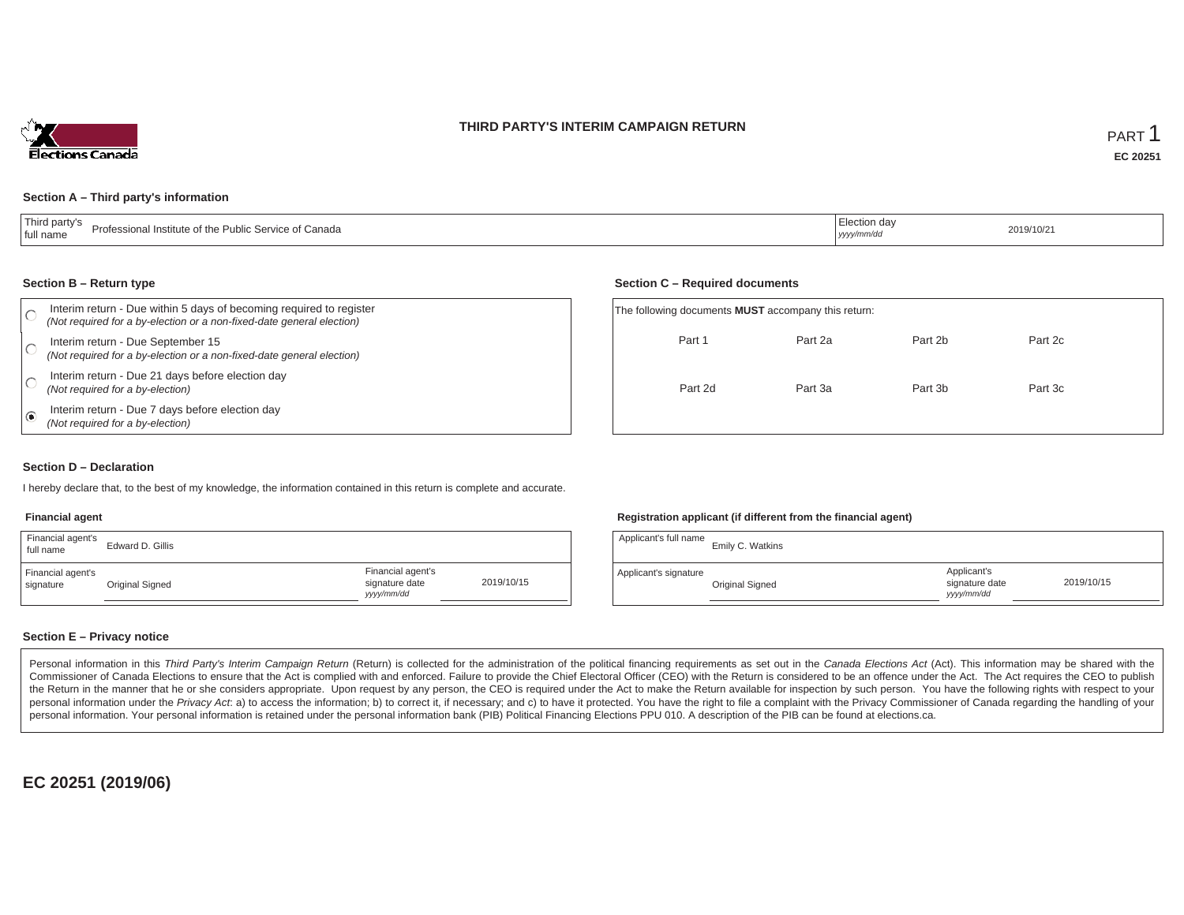# THIRD PARTY'S INTERIM CAMPAIGN RETURN

PART 1

**EC 20251**

## Section A – Third party's information

| Third party's full name | Professional Institute of the Public Service of Canada | Election day *yyyy/mm/dd* | 2019/10/21 |
|---|---|---|---|

## Section B – Return type

- ○ Interim return - Due within 5 days of becoming required to register *(Not required for a by-election or a non-fixed-date general election)*
- ○ Interim return - Due September 15 *(Not required for a by-election or a non-fixed-date general election)*
- ○ Interim return - Due 21 days before election day *(Not required for a by-election)*
- ◉ Interim return - Due 7 days before election day *(Not required for a by-election)*

## Section C – Required documents

The following documents **MUST** accompany this return:

| Part 1 | Part 2a | Part 2b | Part 2c |
|---|---|---|---|
| Part 2d | Part 3a | Part 3b | Part 3c |

## Section D – Declaration

I hereby declare that, to the best of my knowledge, the information contained in this return is complete and accurate.

**Financial agent**

| Financial agent's full name | Edward D. Gillis | | |
|---|---|---|---|
| Financial agent's signature | Original Signed | Financial agent's signature date *yyyy/mm/dd* | 2019/10/15 |

**Registration applicant (if different from the financial agent)**

| Applicant's full name | Emily C. Watkins | | |
|---|---|---|---|
| Applicant's signature | Original Signed | Applicant's signature date *yyyy/mm/dd* | 2019/10/15 |

## Section E – Privacy notice

Personal information in this *Third Party's Interim Campaign Return* (Return) is collected for the administration of the political financing requirements as set out in the *Canada Elections Act* (Act). This information may be shared with the Commissioner of Canada Elections to ensure that the Act is complied with and enforced. Failure to provide the Chief Electoral Officer (CEO) with the Return is considered to be an offence under the Act. The Act requires the CEO to publish the Return in the manner that he or she considers appropriate. Upon request by any person, the CEO is required under the Act to make the Return available for inspection by such person. You have the following rights with respect to your personal information under the *Privacy Act*: a) to access the information; b) to correct it, if necessary; and c) to have it protected. You have the right to file a complaint with the Privacy Commissioner of Canada regarding the handling of your personal information. Your personal information is retained under the personal information bank (PIB) Political Financing Elections PPU 010. A description of the PIB can be found at elections.ca.

**EC 20251 (2019/06)**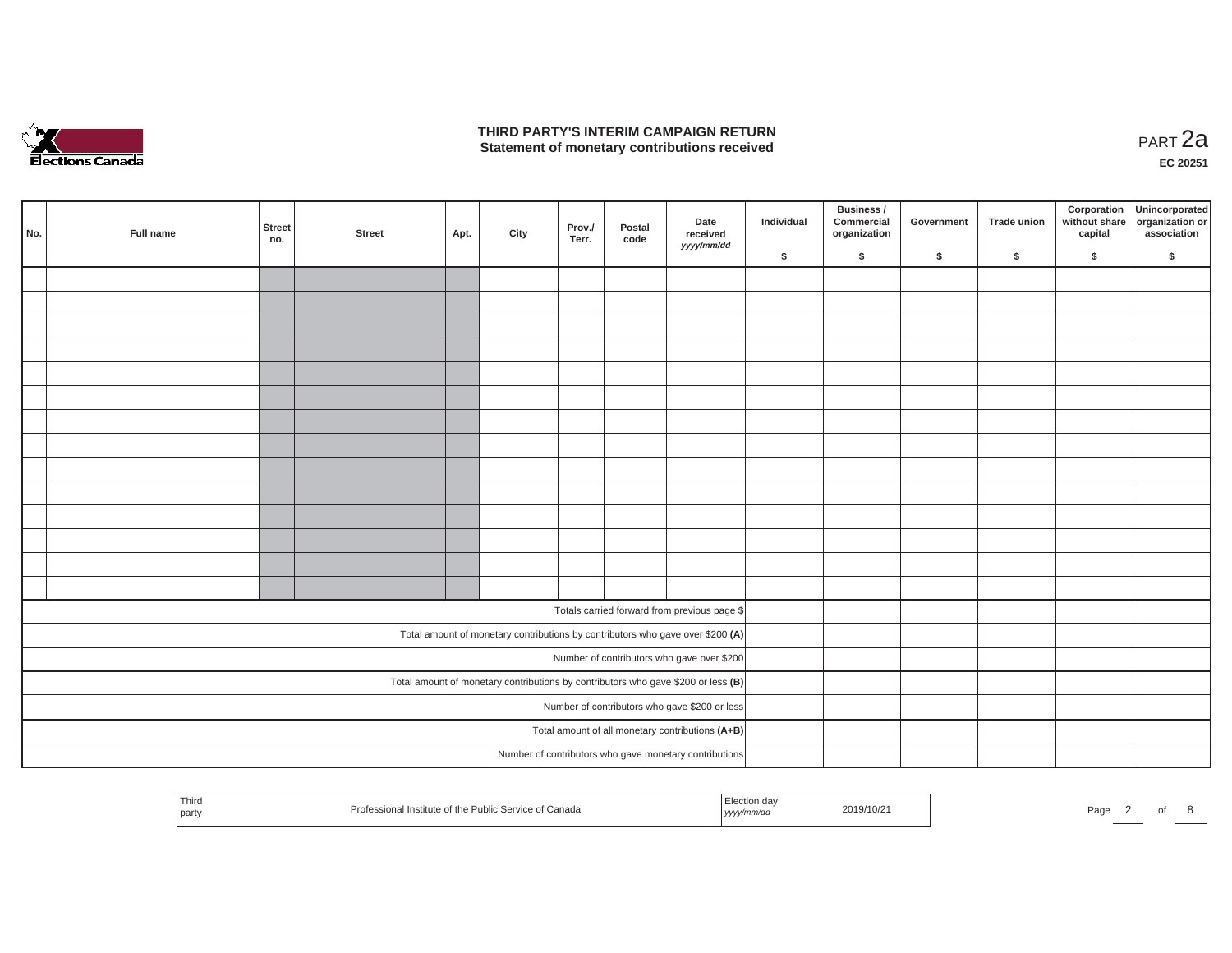# THIRD PARTY'S INTERIM CAMPAIGN RETURN
## Statement of monetary contributions received

PART 2a

EC 20251

| No. | Full name | Street no. | Street | Apt. | City | Prov./ Terr. | Postal code | Date received yyyy/mm/dd | Individual $ | Business / Commercial organization $ | Government $ | Trade union $ | Corporation without share capital $ | Unincorporated organization or association $ |
|---|---|---|---|---|---|---|---|---|---|---|---|---|---|---|
| | | | | | | | | | | | | | | |
| | | | | | | | | | | | | | | |
| | | | | | | | | | | | | | | |
| | | | | | | | | | | | | | | |
| | | | | | | | | | | | | | | |
| | | | | | | | | | | | | | | |
| | | | | | | | | | | | | | | |
| | | | | | | | | | | | | | | |
| | | | | | | | | | | | | | | |
| | | | | | | | | | | | | | | |
| | | | | | | | | | | | | | | |
| | | | | | | | | | | | | | | |
| | | | | | | | | | | | | | | |
| | | | | | | | | | | | | | | |
| Totals carried forward from previous page $ | | | | | | | | | | | | | | |
| Total amount of monetary contributions by contributors who gave over $200 **(A)** | | | | | | | | | | | | | | |
| Number of contributors who gave over $200 | | | | | | | | | | | | | | |
| Total amount of monetary contributions by contributors who gave $200 or less **(B)** | | | | | | | | | | | | | | |
| Number of contributors who gave $200 or less | | | | | | | | | | | | | | |
| Total amount of all monetary contributions **(A+B)** | | | | | | | | | | | | | | |
| Number of contributors who gave monetary contributions | | | | | | | | | | | | | | |

| Third party | Professional Institute of the Public Service of Canada | Election day yyyy/mm/dd | 2019/10/21 |
|---|---|---|---|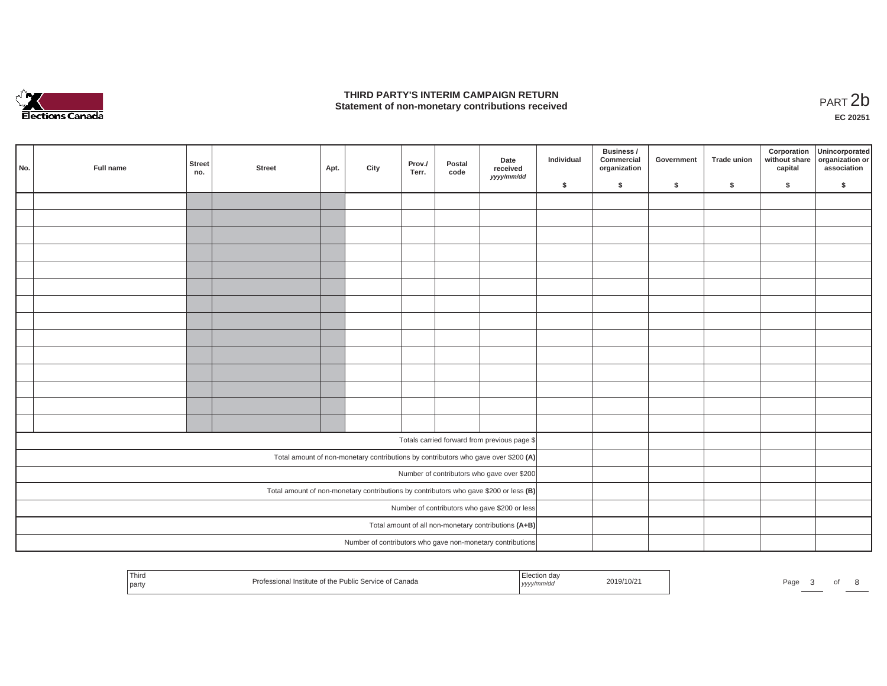# THIRD PARTY'S INTERIM CAMPAIGN RETURN
## Statement of non-monetary contributions received

PART 2b

EC 20251

| No. | Full name | Street no. | Street | Apt. | City | Prov./ Terr. | Postal code | Date received yyyy/mm/dd | Individual $ | Business / Commercial organization $ | Government $ | Trade union $ | Corporation without share capital $ | Unincorporated organization or association $ |
|---|---|---|---|---|---|---|---|---|---|---|---|---|---|---|
| | | | | | | | | | | | | | | |
| | | | | | | | | | | | | | | |
| | | | | | | | | | | | | | | |
| | | | | | | | | | | | | | | |
| | | | | | | | | | | | | | | |
| | | | | | | | | | | | | | | |
| | | | | | | | | | | | | | | |
| | | | | | | | | | | | | | | |
| | | | | | | | | | | | | | | |
| | | | | | | | | | | | | | | |
| | | | | | | | | | | | | | | |
| | | | | | | | | | | | | | | |
| | | | | | | | | | | | | | | |
| | | | | | | | | | | | | | | |
| Totals carried forward from previous page $ | | | | | | | | | | | | | | |
| Total amount of non-monetary contributions by contributors who gave over $200 **(A)** | | | | | | | | | | | | | | |
| Number of contributors who gave over $200 | | | | | | | | | | | | | | |
| Total amount of non-monetary contributions by contributors who gave $200 or less **(B)** | | | | | | | | | | | | | | |
| Number of contributors who gave $200 or less | | | | | | | | | | | | | | |
| Total amount of all non-monetary contributions **(A+B)** | | | | | | | | | | | | | | |
| Number of contributors who gave non-monetary contributions | | | | | | | | | | | | | | |

| Third party | Professional Institute of the Public Service of Canada | Election day yyyy/mm/dd | 2019/10/21 |
|---|---|---|---|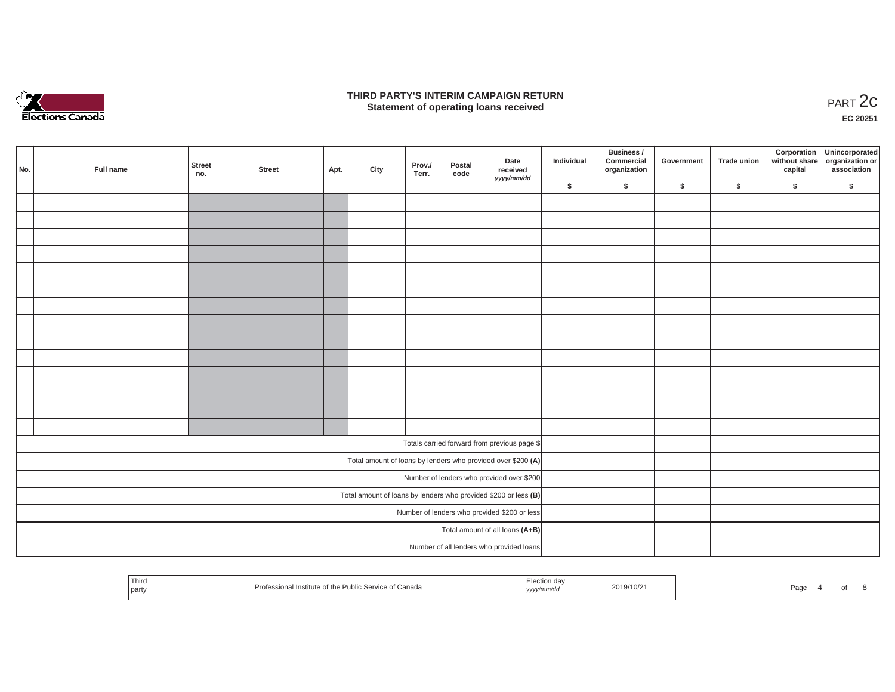# THIRD PARTY'S INTERIM CAMPAIGN RETURN
## Statement of operating loans received

PART 2c

EC 20251

| No. | Full name | Street no. | Street | Apt. | City | Prov./ Terr. | Postal code | Date received *yyyy/mm/dd* | Individual $ | Business / Commercial organization $ | Government $ | Trade union $ | Corporation without share capital $ | Unincorporated organization or association $ |
|---|---|---|---|---|---|---|---|---|---|---|---|---|---|---|
| | | | | | | | | | | | | | | |
| | | | | | | | | | | | | | | |
| | | | | | | | | | | | | | | |
| | | | | | | | | | | | | | | |
| | | | | | | | | | | | | | | |
| | | | | | | | | | | | | | | |
| | | | | | | | | | | | | | | |
| | | | | | | | | | | | | | | |
| | | | | | | | | | | | | | | |
| | | | | | | | | | | | | | | |
| | | | | | | | | | | | | | | |
| | | | | | | | | | | | | | | |
| | | | | | | | | | | | | | | |
| | | | | | | | | | | | | | | |
| Totals carried forward from previous page $ | | | | | | | | | | | | | | |
| Total amount of loans by lenders who provided over $200 **(A)** | | | | | | | | | | | | | | |
| Number of lenders who provided over $200 | | | | | | | | | | | | | | |
| Total amount of loans by lenders who provided $200 or less **(B)** | | | | | | | | | | | | | | |
| Number of lenders who provided $200 or less | | | | | | | | | | | | | | |
| Total amount of all loans **(A+B)** | | | | | | | | | | | | | | |
| Number of all lenders who provided loans | | | | | | | | | | | | | | |

| Third party | Professional Institute of the Public Service of Canada | Election day *yyyy/mm/dd* | 2019/10/21 |
|---|---|---|---|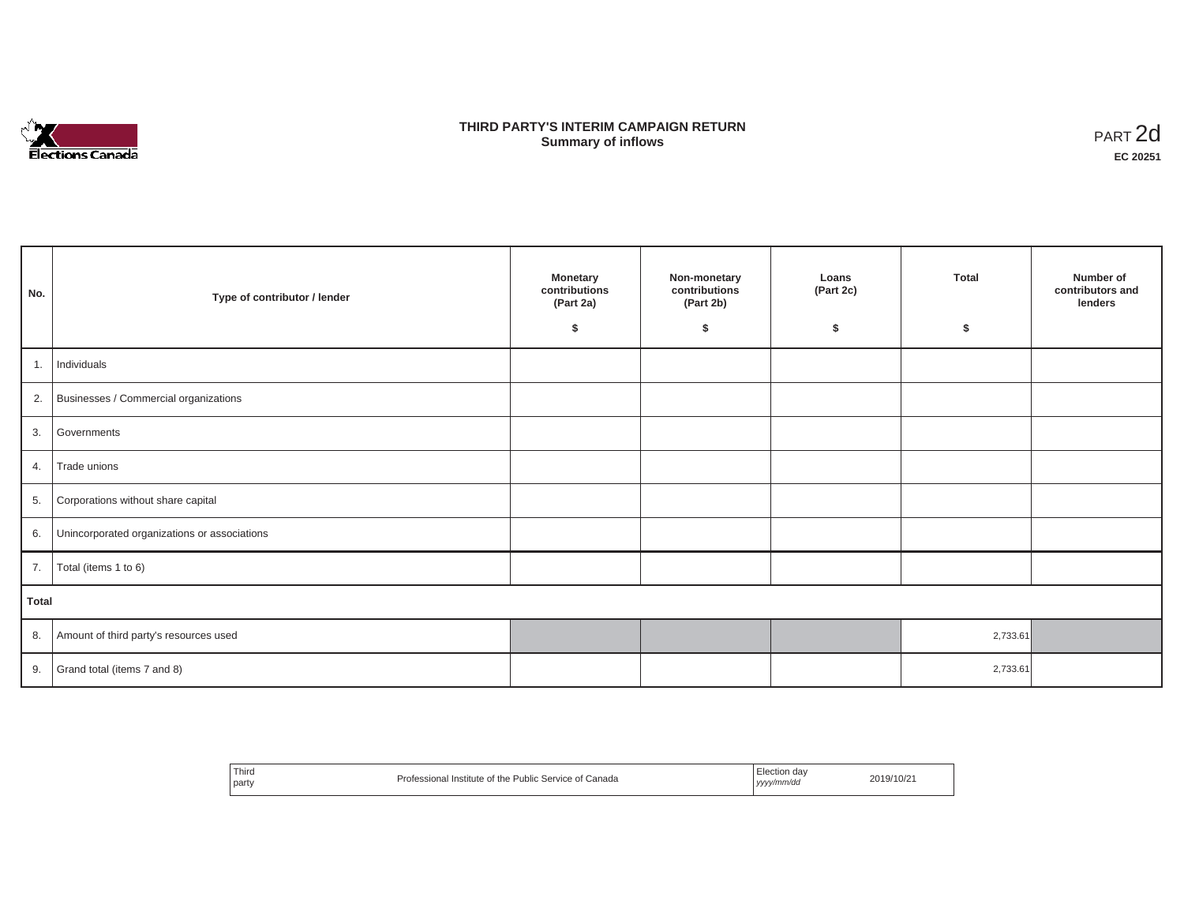# THIRD PARTY'S INTERIM CAMPAIGN RETURN
## Summary of inflows

PART 2d

**EC 20251**

| No. | Type of contributor / lender | Monetary contributions (Part 2a) $ | Non-monetary contributions (Part 2b) $ | Loans (Part 2c) $ | Total $ | Number of contributors and lenders |
|---|---|---|---|---|---|---|
| 1. | Individuals | | | | | |
| 2. | Businesses / Commercial organizations | | | | | |
| 3. | Governments | | | | | |
| 4. | Trade unions | | | | | |
| 5. | Corporations without share capital | | | | | |
| 6. | Unincorporated organizations or associations | | | | | |
| 7. | Total (items 1 to 6) | | | | | |
| **Total** | | | | | | |
| 8. | Amount of third party's resources used | | | | 2,733.61 | |
| 9. | Grand total (items 7 and 8) | | | | 2,733.61 | |

| Third party | Professional Institute of the Public Service of Canada | Election day *yyyy/mm/dd* | 2019/10/21 |
|---|---|---|---|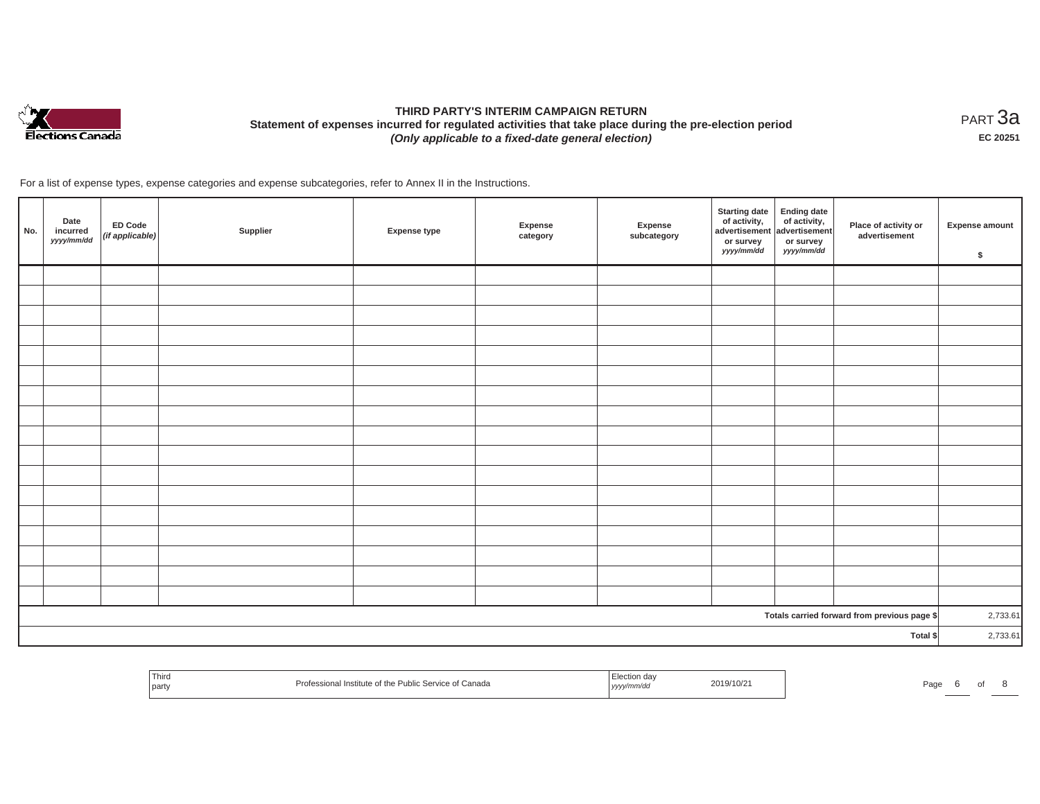# THIRD PARTY'S INTERIM CAMPAIGN RETURN

**Statement of expenses incurred for regulated activities that take place during the pre-election period**

***(Only applicable to a fixed-date general election)***

PART 3a

**EC 20251**

For a list of expense types, expense categories and expense subcategories, refer to Annex II in the Instructions.

| No. | Date incurred *yyyy/mm/dd* | ED Code *(if applicable)* | Supplier | Expense type | Expense category | Expense subcategory | Starting date of activity, advertisement or survey *yyyy/mm/dd* | Ending date of activity, advertisement or survey *yyyy/mm/dd* | Place of activity or advertisement | Expense amount $ |
|---|---|---|---|---|---|---|---|---|---|---|
| | | | | | | | | | | |
| | | | | | | | | | | |
| | | | | | | | | | | |
| | | | | | | | | | | |
| | | | | | | | | | | |
| | | | | | | | | | | |
| | | | | | | | | | | |
| | | | | | | | | | | |
| | | | | | | | | | | |
| | | | | | | | | | | |
| | | | | | | | | | | |
| | | | | | | | | | | |
| | | | | | | | | | | |
| | | | | | | | | | | |
| | | | | | | | | | | |
| | | | | | | | | | | |
| | | | | | | | | | | |
| | | | | | | | | | Totals carried forward from previous page $ | 2,733.61 |
| | | | | | | | | | Total $ | 2,733.61 |

| Third party | Professional Institute of the Public Service of Canada | Election day *yyyy/mm/dd* | 2019/10/21 |
|---|---|---|---|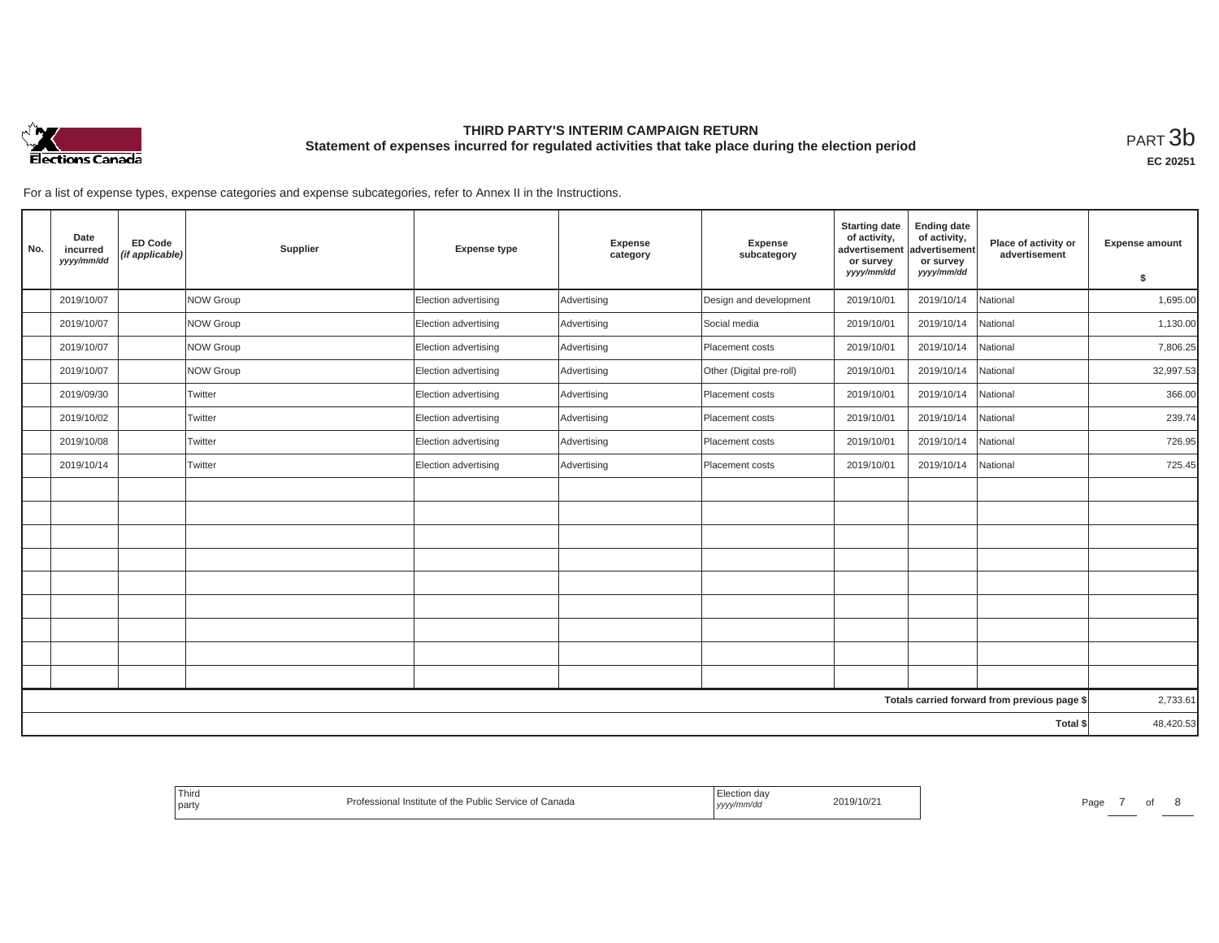# THIRD PARTY'S INTERIM CAMPAIGN RETURN

## Statement of expenses incurred for regulated activities that take place during the election period

PART 3b

EC 20251

For a list of expense types, expense categories and expense subcategories, refer to Annex II in the Instructions.

| No. | Date incurred *yyyy/mm/dd* | ED Code *(if applicable)* | Supplier | Expense type | Expense category | Expense subcategory | Starting date of activity, advertisement or survey *yyyy/mm/dd* | Ending date of activity, advertisement or survey *yyyy/mm/dd* | Place of activity or advertisement | Expense amount $ |
|---|---|---|---|---|---|---|---|---|---|---|
| | 2019/10/07 | | NOW Group | Election advertising | Advertising | Design and development | 2019/10/01 | 2019/10/14 | National | 1,695.00 |
| | 2019/10/07 | | NOW Group | Election advertising | Advertising | Social media | 2019/10/01 | 2019/10/14 | National | 1,130.00 |
| | 2019/10/07 | | NOW Group | Election advertising | Advertising | Placement costs | 2019/10/01 | 2019/10/14 | National | 7,806.25 |
| | 2019/10/07 | | NOW Group | Election advertising | Advertising | Other (Digital pre-roll) | 2019/10/01 | 2019/10/14 | National | 32,997.53 |
| | 2019/09/30 | | Twitter | Election advertising | Advertising | Placement costs | 2019/10/01 | 2019/10/14 | National | 366.00 |
| | 2019/10/02 | | Twitter | Election advertising | Advertising | Placement costs | 2019/10/01 | 2019/10/14 | National | 239.74 |
| | 2019/10/08 | | Twitter | Election advertising | Advertising | Placement costs | 2019/10/01 | 2019/10/14 | National | 726.95 |
| | 2019/10/14 | | Twitter | Election advertising | Advertising | Placement costs | 2019/10/01 | 2019/10/14 | National | 725.45 |
| | | | | | | | | | | |
| | | | | | | | | | | |
| | | | | | | | | | | |
| | | | | | | | | | | |
| | | | | | | | | | | |
| | | | | | | | | | | |
| | | | | | | | | | | |
| | | | | | | | | | | |
| | | | | | | | | | | |
| | | | | | | | | | Totals carried forward from previous page $ | 2,733.61 |
| | | | | | | | | | Total $ | 48,420.53 |

| Third party | Professional Institute of the Public Service of Canada | Election day *yyyy/mm/dd* | 2019/10/21 |
|---|---|---|---|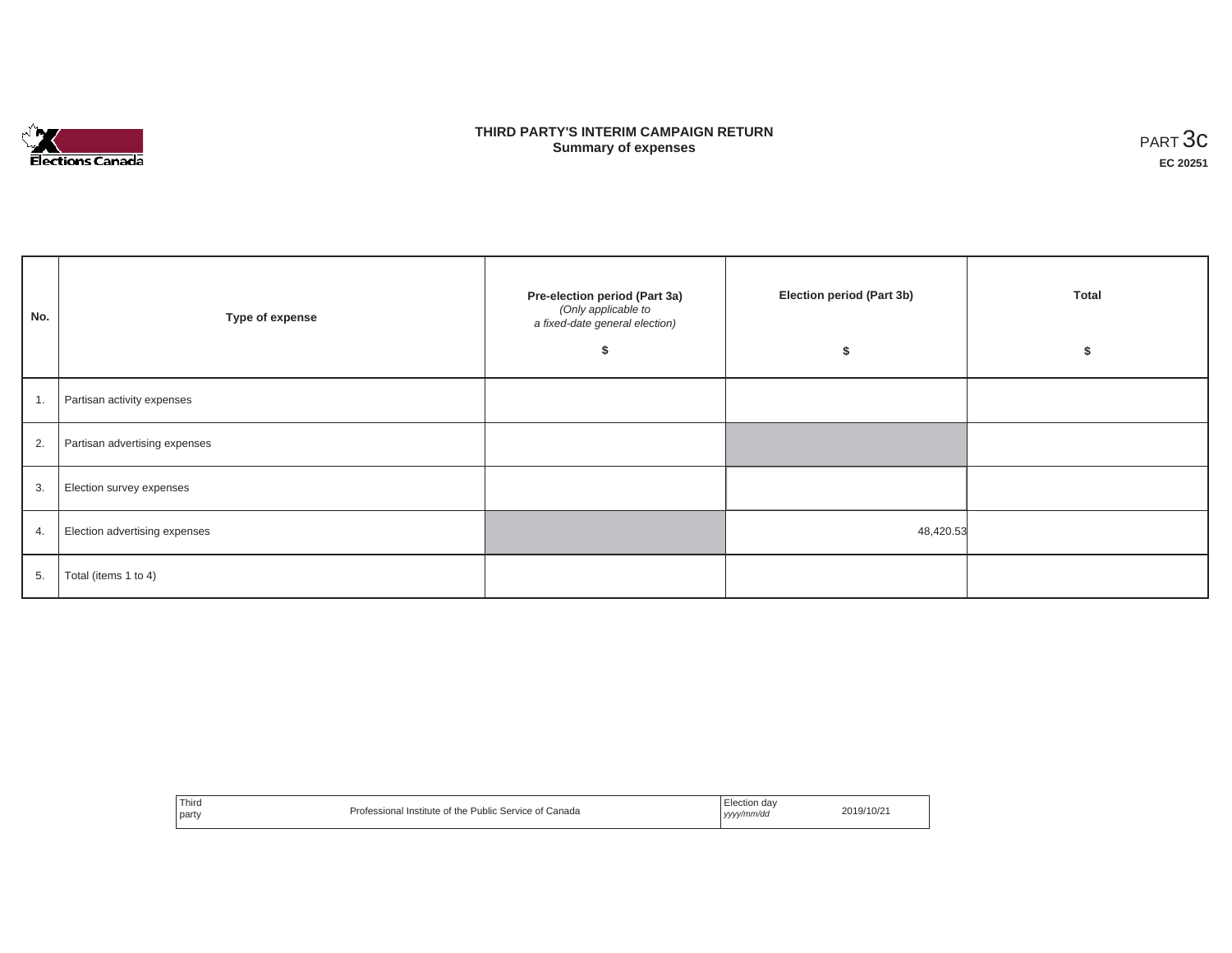# THIRD PARTY'S INTERIM CAMPAIGN RETURN
## Summary of expenses

PART 3c

**EC 20251**

| No. | Type of expense | Pre-election period (Part 3a) *(Only applicable to a fixed-date general election)* $ | Election period (Part 3b) $ | Total $ |
|---|---|---|---|---|
| 1. | Partisan activity expenses | | | |
| 2. | Partisan advertising expenses | | | |
| 3. | Election survey expenses | | | |
| 4. | Election advertising expenses | | 48,420.53 | |
| 5. | Total (items 1 to 4) | | | |

| Third party | Professional Institute of the Public Service of Canada | Election day *yyyy/mm/dd* | 2019/10/21 |
|---|---|---|---|